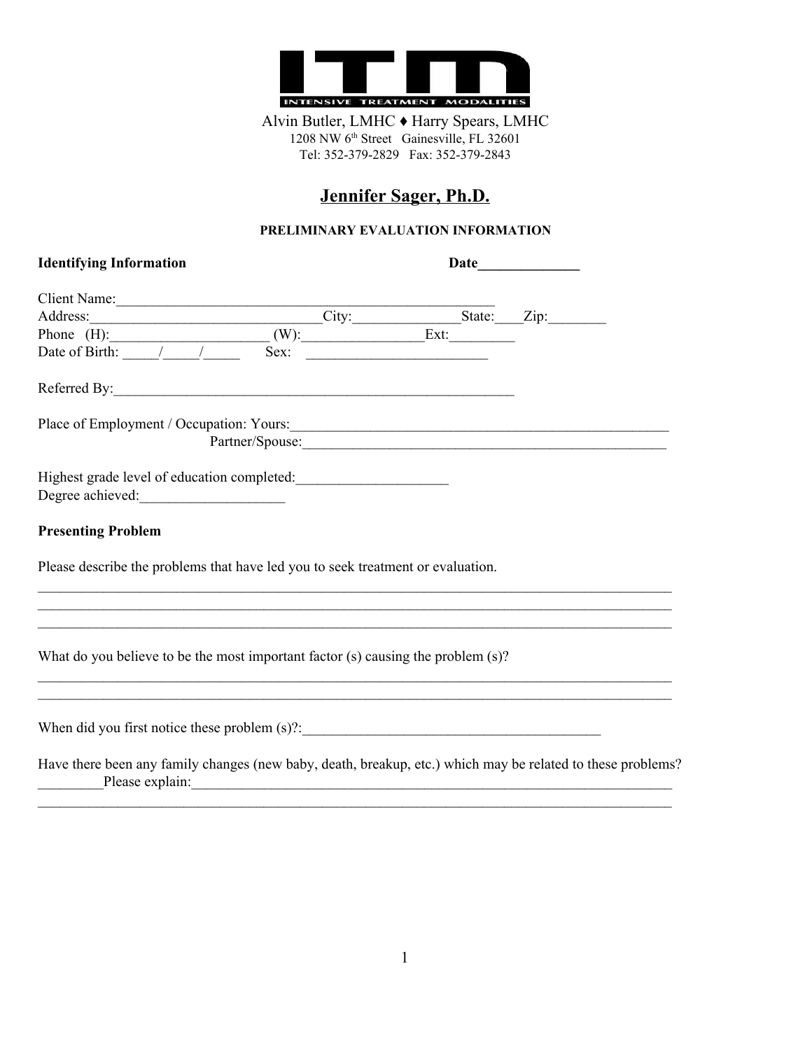ITM
INTENSIVE TREATMENT MODALITIES

Alvin Butler, LMHC ♦ Harry Spears, LMHC
1208 NW 6th Street Gainesville, FL 32601
Tel: 352-379-2829 Fax: 352-379-2843

# Jennifer Sager, Ph.D.

## PRELIMINARY EVALUATION INFORMATION

**Identifying Information** **Date______________**

Client Name:_______________________________________________________
Address:_______________________________City:_______________State:____Zip:________
Phone (H):______________________ (W):________________Ext:_________
Date of Birth: _____/_____/_____ Sex: _________________________

Referred By:_________________________________________________________

Place of Employment / Occupation: Yours:_____________________________________________________
Partner/Spouse:____________________________________________________

Highest grade level of education completed:_____________________
Degree achieved:___________________

**Presenting Problem**

Please describe the problems that have led you to seek treatment or evaluation.
___________________________________________________________________________________________
___________________________________________________________________________________________
___________________________________________________________________________________________

What do you believe to be the most important factor (s) causing the problem (s)?
___________________________________________________________________________________________
___________________________________________________________________________________________

When did you first notice these problem (s)?:__________________________________________

Have there been any family changes (new baby, death, breakup, etc.) which may be related to these problems?
_________Please explain:_______________________________________________________________________
___________________________________________________________________________________________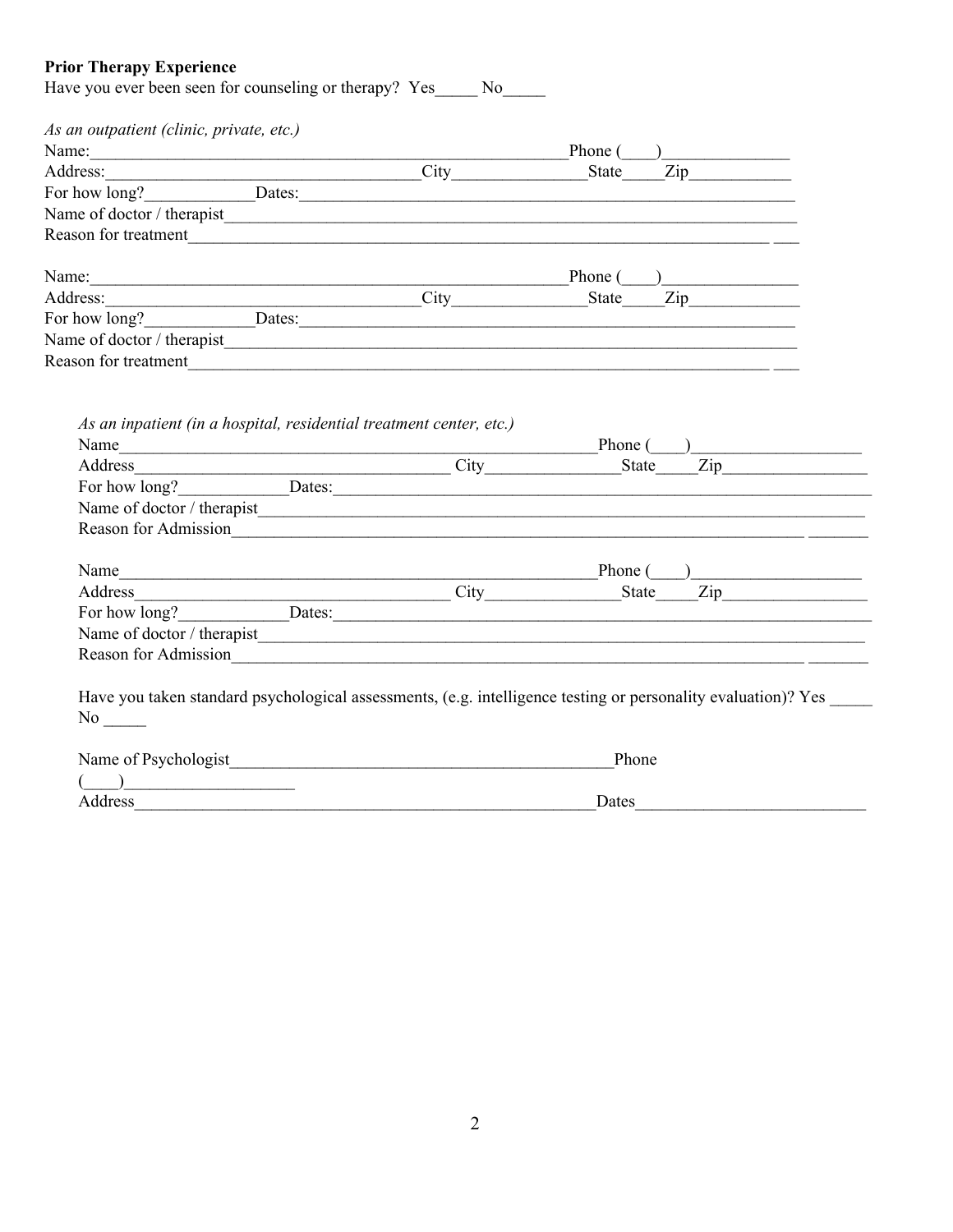**Prior Therapy Experience**

Have you ever been seen for counseling or therapy? Yes_____ No_____

*As an outpatient (clinic, private, etc.)*

Name:___________________________________________________________Phone (____)_______________

Address:____________________________________City________________State_____Zip____________

For how long?_____________Dates:_______________________________________________________________

Name of doctor / therapist_________________________________________________________________________

Reason for treatment_____________________________________________________________________ ___

Name:___________________________________________________________Phone (____)_______________

Address:____________________________________City________________State_____Zip____________

For how long?_____________Dates:_______________________________________________________________

Name of doctor / therapist_________________________________________________________________________

Reason for treatment_____________________________________________________________________ ___

*As an inpatient (in a hospital, residential treatment center, etc.)*

Name___________________________________________________________Phone (____)____________________

Address____________________________________ City________________State_____Zip_________________

For how long?_____________Dates:_______________________________________________________________

Name of doctor / therapist_________________________________________________________________________

Reason for Admission____________________________________________________________________ _______

Name___________________________________________________________Phone (____)____________________

Address____________________________________ City________________State_____Zip_________________

For how long?_____________Dates:_______________________________________________________________

Name of doctor / therapist_________________________________________________________________________

Reason for Admission____________________________________________________________________ _______

Have you taken standard psychological assessments, (e.g. intelligence testing or personality evaluation)? Yes _____ No _____

Name of Psychologist_____________________________________________Phone (____)____________________

Address________________________________________________________Dates___________________________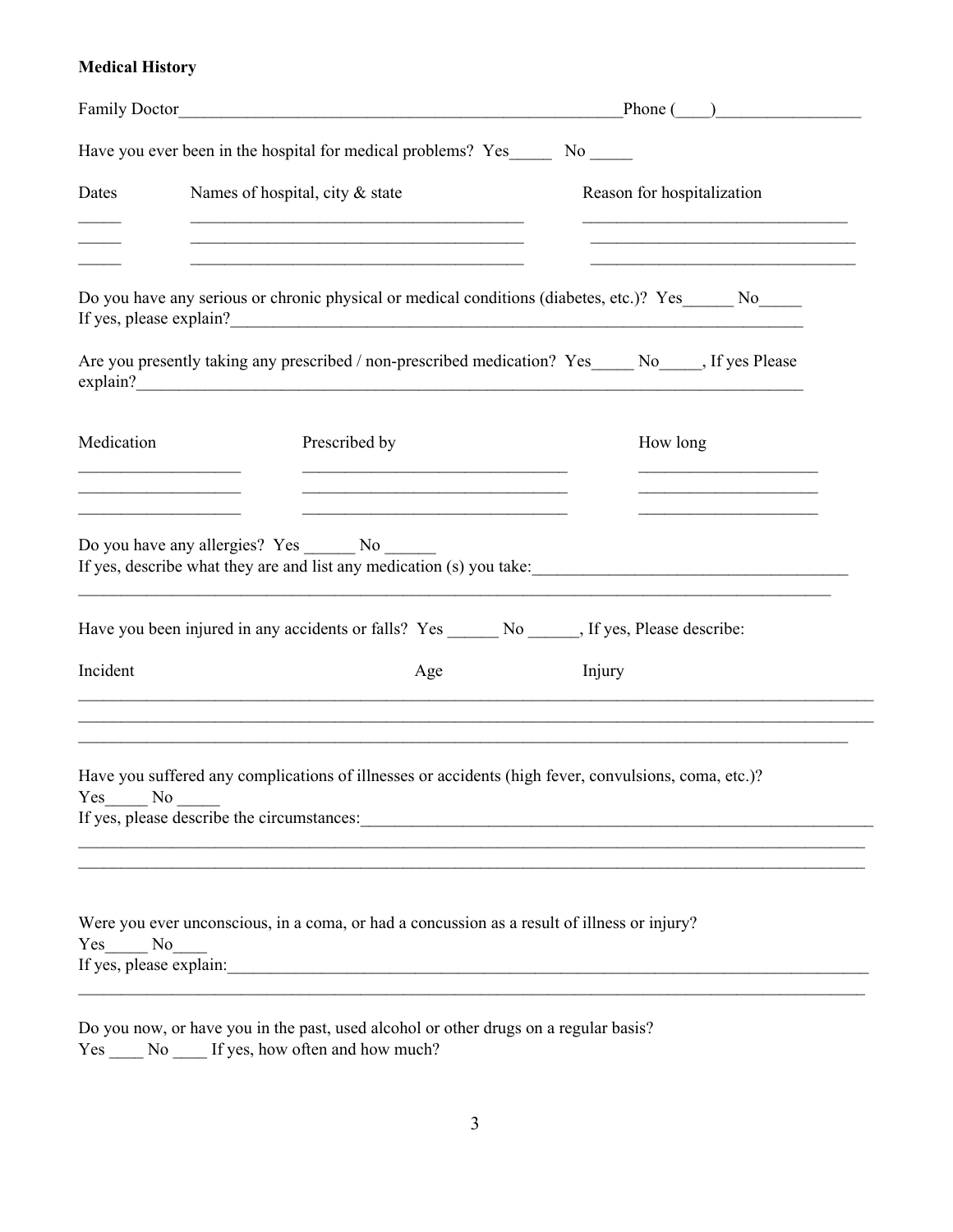**Medical History**

Family Doctor_______________________________________________________Phone (____)_________________

Have you ever been in the hospital for medical problems? Yes_____ No _____

| Dates | Names of hospital, city & state | Reason for hospitalization |
| --- | --- | --- |
| _____ | _________________________________________ | ________________________________ |
| _____ | _________________________________________ | ________________________________ |
| _____ | _________________________________________ | ________________________________ |

Do you have any serious or chronic physical or medical conditions (diabetes, etc.)? Yes______ No_____
If yes, please explain?______________________________________________________________________

Are you presently taking any prescribed / non-prescribed medication? Yes_____ No_____, If yes Please explain?_________________________________________________________________________________

| Medication | Prescribed by | How long |
| --- | --- | --- |
| ___________________ | ________________________________ | _____________________ |
| ___________________ | ________________________________ | _____________________ |
| ___________________ | ________________________________ | _____________________ |

Do you have any allergies? Yes ______ No ______
If yes, describe what they are and list any medication (s) you take:_____________________________________
_____________________________________________________________________________________________

Have you been injured in any accidents or falls? Yes ______ No ______, If yes, Please describe:

| Incident | Age | Injury |
| --- | --- | --- |
| | | |
| | | |
| | | |

Have you suffered any complications of illnesses or accidents (high fever, convulsions, coma, etc.)?
Yes_____ No _____
If yes, please describe the circumstances:_______________________________________________________________
_____________________________________________________________________________________________
_____________________________________________________________________________________________

Were you ever unconscious, in a coma, or had a concussion as a result of illness or injury?
Yes_____ No____
If yes, please explain:_________________________________________________________________________
_____________________________________________________________________________________________

Do you now, or have you in the past, used alcohol or other drugs on a regular basis?
Yes ____ No ____ If yes, how often and how much?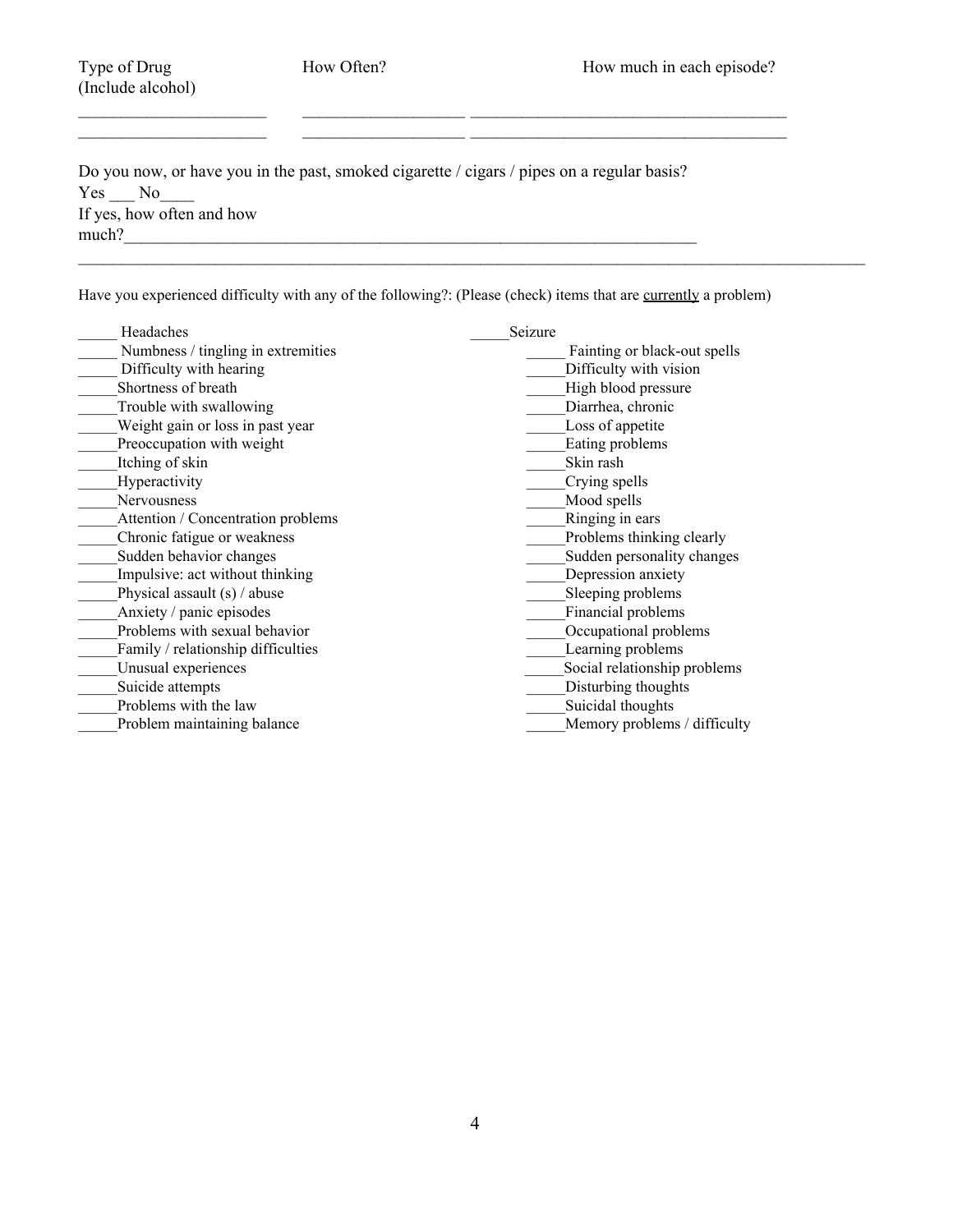| Type of Drug (Include alcohol) | How Often? | How much in each episode? |
| --- | --- | --- |
| ______________________ | ___________________ | _____________________________________ |
| ______________________ | ___________________ | _____________________________________ |

Do you now, or have you in the past, smoked cigarette / cigars / pipes on a regular basis?
Yes ___ No____
If yes, how often and how much?_______________________________________________________________________
_____________________________________________________________________________________________

Have you experienced difficulty with any of the following?: (Please (check) items that are <u>currently</u> a problem)

_____ Headaches
_____ Numbness / tingling in extremities
_____ Difficulty with hearing
_____Shortness of breath
_____Trouble with swallowing
_____Weight gain or loss in past year
_____Preoccupation with weight
_____Itching of skin
_____Hyperactivity
_____Nervousness
_____Attention / Concentration problems
_____Chronic fatigue or weakness
_____Sudden behavior changes
_____Impulsive: act without thinking
_____Physical assault (s) / abuse
_____Anxiety / panic episodes
_____Problems with sexual behavior
_____Family / relationship difficulties
_____Unusual experiences
_____Suicide attempts
_____Problems with the law
_____Problem maintaining balance
_____Seizure
_____ Fainting or black-out spells
_____Difficulty with vision
_____High blood pressure
_____Diarrhea, chronic
_____Loss of appetite
_____Eating problems
_____Skin rash
_____Crying spells
_____Mood spells
_____Ringing in ears
_____Problems thinking clearly
_____Sudden personality changes
_____Depression anxiety
_____Sleeping problems
_____Financial problems
_____Occupational problems
_____Learning problems
_____Social relationship problems
_____Disturbing thoughts
_____Suicidal thoughts
_____Memory problems / difficulty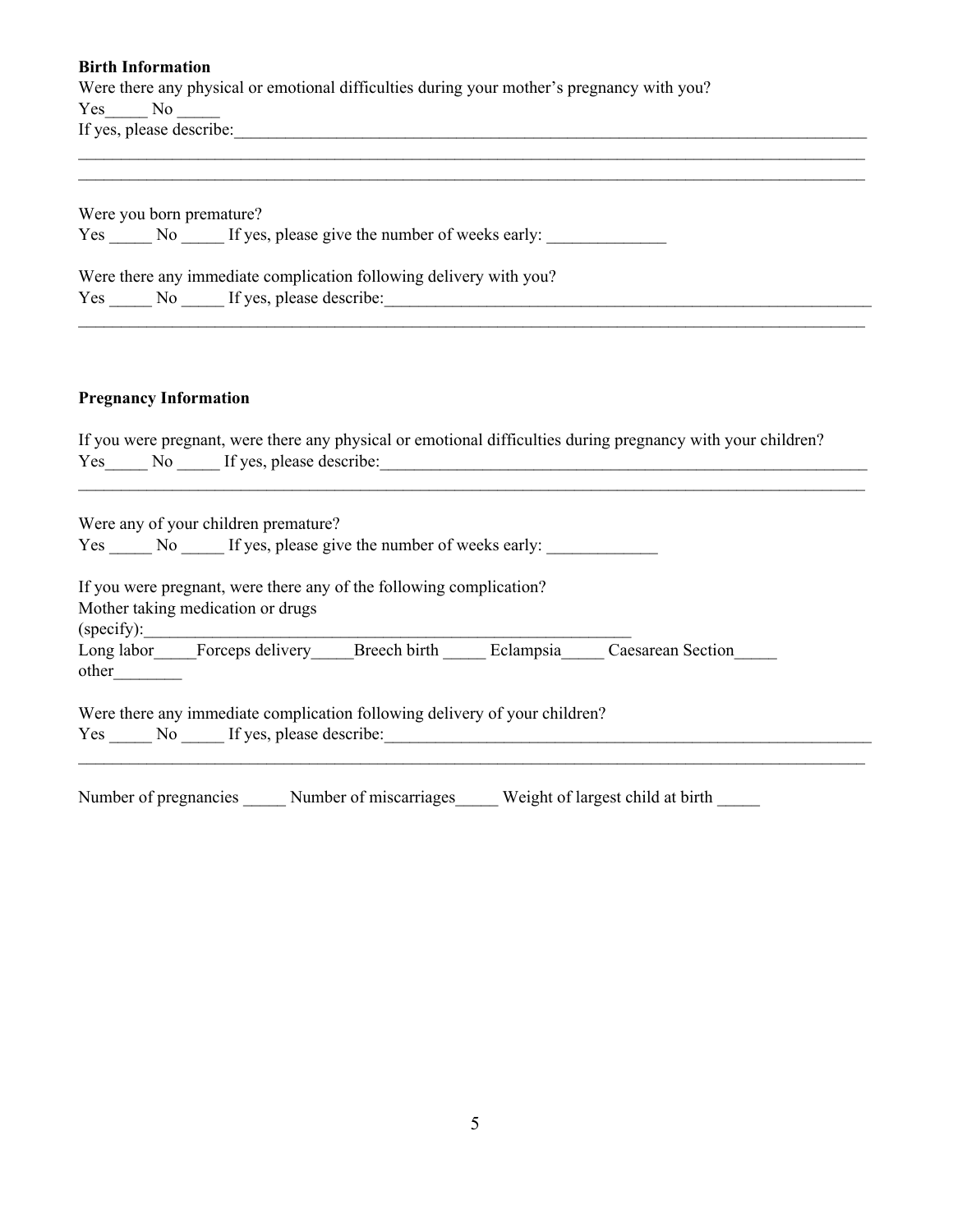**Birth Information**

Were there any physical or emotional difficulties during your mother's pregnancy with you?

Yes_____ No _____

If yes, please describe:___________________________________________________________________________

___________________________________________________________________________________________

___________________________________________________________________________________________

Were you born premature?

Yes _____ No _____ If yes, please give the number of weeks early: ______________

Were there any immediate complication following delivery with you?

Yes _____ No _____ If yes, please describe:_____________________________________________________________

___________________________________________________________________________________________

**Pregnancy Information**

If you were pregnant, were there any physical or emotional difficulties during pregnancy with your children?

Yes_____ No _____ If yes, please describe:_____________________________________________________________

___________________________________________________________________________________________

Were any of your children premature?

Yes _____ No _____ If yes, please give the number of weeks early: _____________

If you were pregnant, were there any of the following complication?

Mother taking medication or drugs

(specify):___________________________________________________________

Long labor_____Forceps delivery_____Breech birth _____ Eclampsia_____ Caesarean Section_____

other________

Were there any immediate complication following delivery of your children?

Yes _____ No _____ If yes, please describe:_____________________________________________________________

___________________________________________________________________________________________

Number of pregnancies _____ Number of miscarriages_____ Weight of largest child at birth _____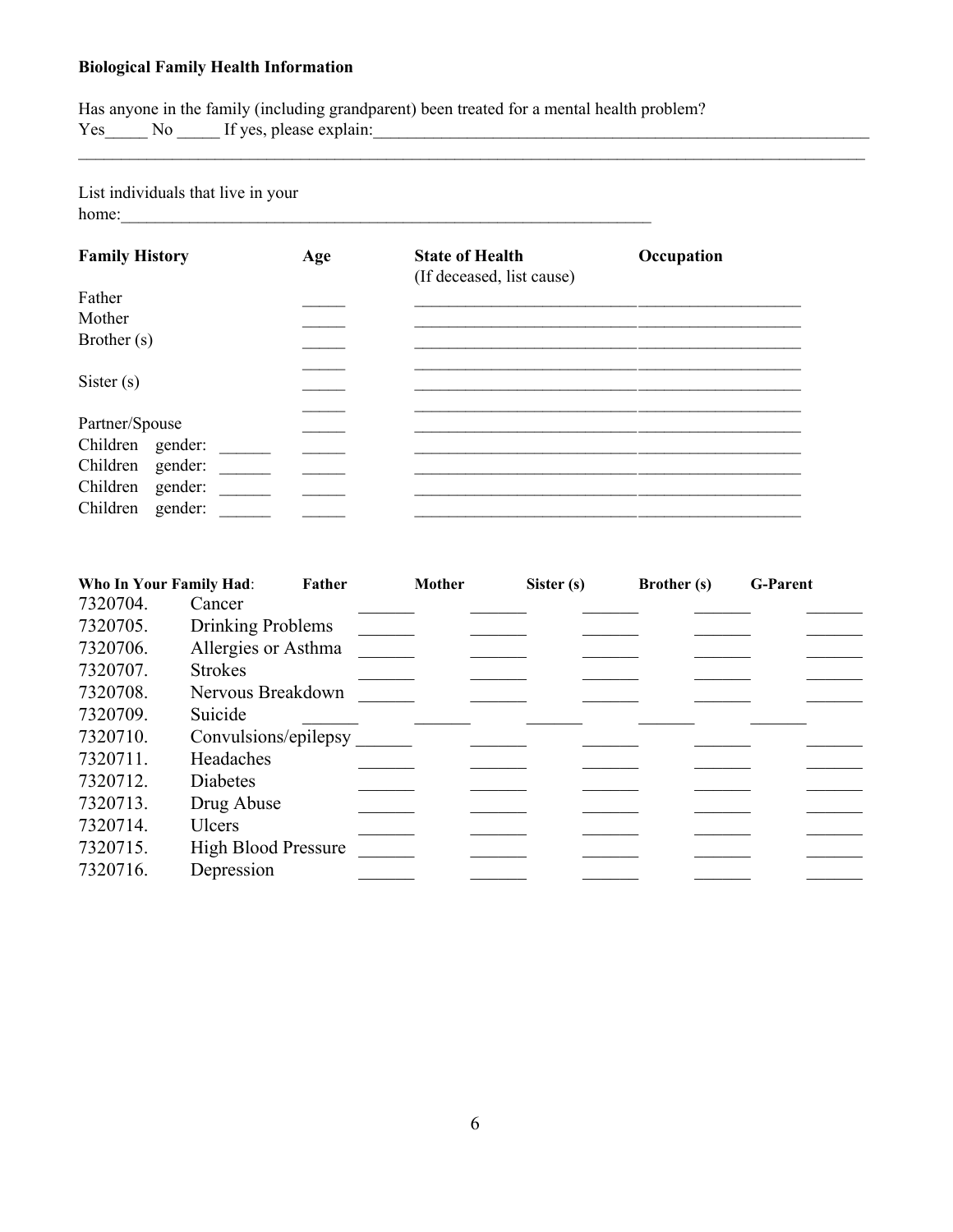**Biological Family Health Information**

Has anyone in the family (including grandparent) been treated for a mental health problem?
Yes_____ No _____ If yes, please explain:_______________________________________________________________
_________________________________________________________________________________________

List individuals that live in your home:_________________________________________________________________

| Family History | Age | State of Health (If deceased, list cause) | Occupation |
|---|---|---|---|
| Father | _____ | ___________________________ | ____________________ |
| Mother | _____ | ___________________________ | ____________________ |
| Brother (s) | _____ | ___________________________ | ____________________ |
| | _____ | ___________________________ | ____________________ |
| Sister (s) | _____ | ___________________________ | ____________________ |
| | _____ | ___________________________ | ____________________ |
| Partner/Spouse | _____ | ___________________________ | ____________________ |
| Children gender: ______ | _____ | ___________________________ | ____________________ |
| Children gender: ______ | _____ | ___________________________ | ____________________ |
| Children gender: ______ | _____ | ___________________________ | ____________________ |
| Children gender: ______ | _____ | ___________________________ | ____________________ |

| Who In Your Family Had: | | Father | Mother | Sister (s) | Brother (s) | G-Parent |
|---|---|---|---|---|---|---|
| 7320704. | Cancer | _______ | _______ | _______ | _______ | _______ |
| 7320705. | Drinking Problems | _______ | _______ | _______ | _______ | _______ |
| 7320706. | Allergies or Asthma | _______ | _______ | _______ | _______ | _______ |
| 7320707. | Strokes | _______ | _______ | _______ | _______ | _______ |
| 7320708. | Nervous Breakdown | _______ | _______ | _______ | _______ | _______ |
| 7320709. | Suicide | _______ | _______ | _______ | _______ | _______ |
| 7320710. | Convulsions/epilepsy | _______ | _______ | _______ | _______ | _______ |
| 7320711. | Headaches | _______ | _______ | _______ | _______ | _______ |
| 7320712. | Diabetes | _______ | _______ | _______ | _______ | _______ |
| 7320713. | Drug Abuse | _______ | _______ | _______ | _______ | _______ |
| 7320714. | Ulcers | _______ | _______ | _______ | _______ | _______ |
| 7320715. | High Blood Pressure | _______ | _______ | _______ | _______ | _______ |
| 7320716. | Depression | _______ | _______ | _______ | _______ | _______ |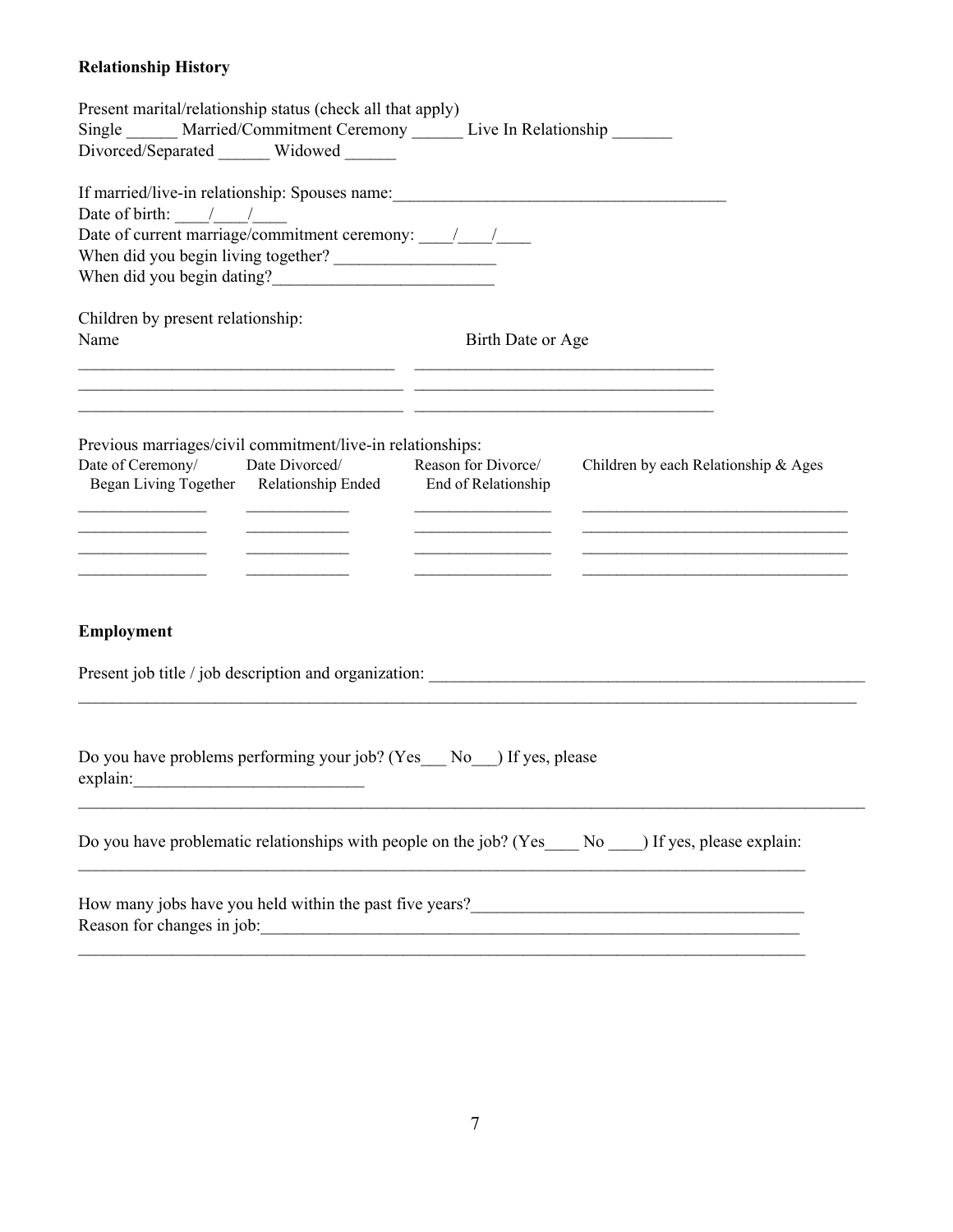**Relationship History**

Present marital/relationship status (check all that apply)
Single ______ Married/Commitment Ceremony ______ Live In Relationship _______
Divorced/Separated ______ Widowed ______

If married/live-in relationship: Spouses name:_______________________________________
Date of birth: ____/____/____
Date of current marriage/commitment ceremony: ____/____/____
When did you begin living together? __________________
When did you begin dating?_________________________

Children by present relationship:

| Name | Birth Date or Age |
|---|---|
| | |
| | |
| | |

Previous marriages/civil commitment/live-in relationships:

| Date of Ceremony/ Began Living Together | Date Divorced/ Relationship Ended | Reason for Divorce/ End of Relationship | Children by each Relationship & Ages |
|---|---|---|---|
| | | | |
| | | | |
| | | | |
| | | | |

**Employment**

Present job title / job description and organization: _____________________________________________________
_____________________________________________________________________________________________

Do you have problems performing your job? (Yes___ No___) If yes, please explain:__________________________
_____________________________________________________________________________________________

Do you have problematic relationships with people on the job? (Yes____ No ____) If yes, please explain:
_____________________________________________________________________________________________

How many jobs have you held within the past five years?______________________________________
Reason for changes in job:_________________________________________________________________
_____________________________________________________________________________________________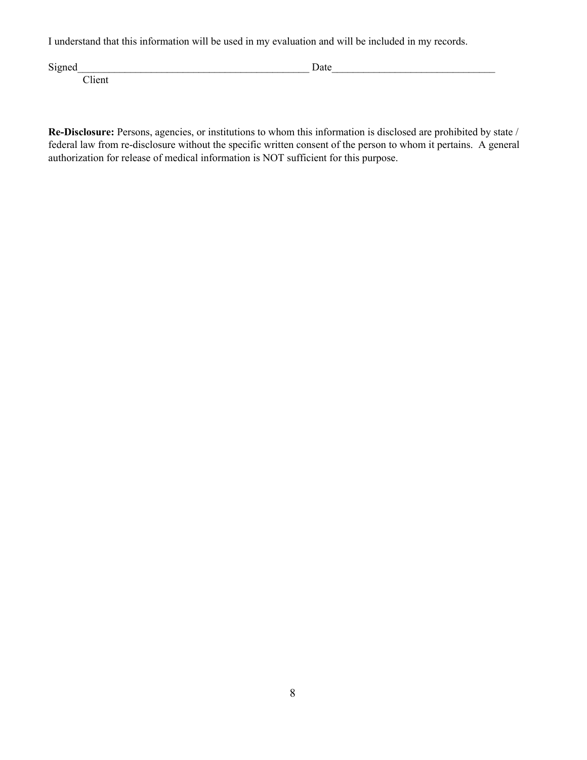I understand that this information will be used in my evaluation and will be included in my records.

Signed_____________________________________________ Date_______________________________
Client

**Re-Disclosure:** Persons, agencies, or institutions to whom this information is disclosed are prohibited by state / federal law from re-disclosure without the specific written consent of the person to whom it pertains. A general authorization for release of medical information is NOT sufficient for this purpose.